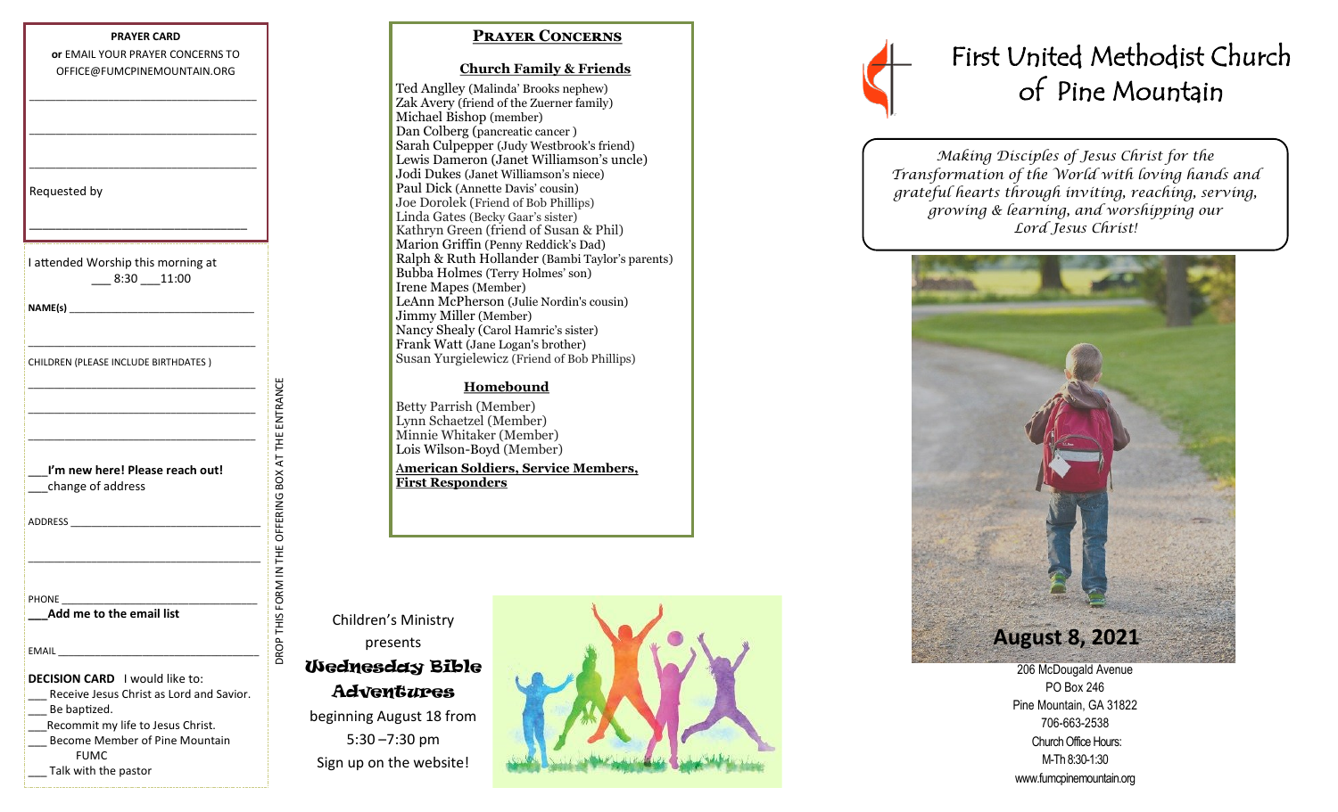**PRAYER CARD**

**or** EMAIL YOUR PRAYER CONCERNS TO OFFICE@FUMCPINEMOUNTAIN.ORG

___________________________________

___________________________________

___________________________________

Requested by

___________________________________

I attended Worship this morning at
___ 8:30 ___11:00

**NAME(s)** ___________________________

___________________________________

CHILDREN (PLEASE INCLUDE BIRTHDATES )

___________________________________

___________________________________

___________________________________

**___I'm new here! Please reach out!**
___change of address

ADDRESS ___________________________

___________________________________

PHONE ____________________________
**___Add me to the email list**

EMAIL _____________________________

**DECISION CARD** I would like to:
___ Receive Jesus Christ as Lord and Savior.
___ Be baptized.
___Recommit my life to Jesus Christ.
___ Become Member of Pine Mountain FUMC
___ Talk with the pastor

DROP THIS FORM IN THE OFFERING BOX AT THE ENTRANCE

## PRAYER CONCERNS

### Church Family & Friends

Ted Angley (Malinda' Brooks nephew)
Zak Avery (friend of the Zuerner family)
Michael Bishop (member)
Dan Colberg (pancreatic cancer )
Sarah Culpepper (Judy Westbrook's friend)
Lewis Dameron (Janet Williamson's uncle)
Jodi Dukes (Janet Williamson's niece)
Paul Dick (Annette Davis' cousin)
Joe Dorolek (Friend of Bob Phillips)
Linda Gates (Becky Gaar's sister)
Kathryn Green (friend of Susan & Phil)
Marion Griffin (Penny Reddick's Dad)
Ralph & Ruth Hollander (Bambi Taylor's parents)
Bubba Holmes (Terry Holmes' son)
Irene Mapes (Member)
LeAnn McPherson (Julie Nordin's cousin)
Jimmy Miller (Member)
Nancy Shealy (Carol Hamric's sister)
Frank Watt (Jane Logan's brother)
Susan Yurgielewicz (Friend of Bob Phillips)

### Homebound

Betty Parrish (Member)
Lynn Schaetzel (Member)
Minnie Whitaker (Member)
Lois Wilson-Boyd (Member)

**American Soldiers, Service Members, First Responders**

Children's Ministry
presents
**Wednesday Bible Adventures**
beginning August 18 from
5:30 –7:30 pm
Sign up on the website!

# First United Methodist Church of Pine Mountain

*Making Disciples of Jesus Christ for the Transformation of the World with loving hands and grateful hearts through inviting, reaching, serving, growing & learning, and worshipping our Lord Jesus Christ!*

**August 8, 2021**

206 McDougald Avenue
PO Box 246
Pine Mountain, GA 31822
706-663-2538
Church Office Hours:
M-Th 8:30-1:30
www.fumcpinemountain.org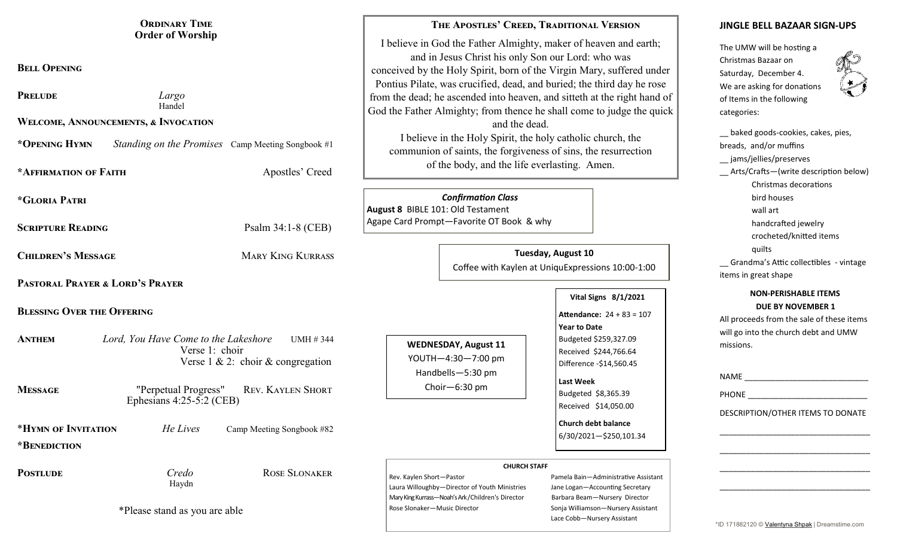## Ordinary Time
## Order of Worship

**Bell Opening**

**Prelude** — *Largo* — Handel

**Welcome, Announcements, & Invocation**

**\*Opening Hymn** — *Standing on the Promises* — Camp Meeting Songbook #1

**\*Affirmation of Faith** — Apostles' Creed

**\*Gloria Patri**

**Scripture Reading** — Psalm 34:1-8 (CEB)

**Children's Message** — Mary King Kurrass

**Pastoral Prayer & Lord's Prayer**

**Blessing Over the Offering**

**Anthem** — *Lord, You Have Come to the Lakeshore* — UMH # 344
Verse 1: choir
Verse 1 & 2: choir & congregation

**Message** — "Perpetual Progress" — Rev. Kaylen Short
Ephesians 4:25-5:2 (CEB)

**\*Hymn of Invitation** — *He Lives* — Camp Meeting Songbook #82

**\*Benediction**

**Postlude** — *Credo* — Haydn — Rose Slonaker

\*Please stand as you are able

## The Apostles' Creed, Traditional Version

I believe in God the Father Almighty, maker of heaven and earth; and in Jesus Christ his only Son our Lord: who was conceived by the Holy Spirit, born of the Virgin Mary, suffered under Pontius Pilate, was crucified, dead, and buried; the third day he rose from the dead; he ascended into heaven, and sitteth at the right hand of God the Father Almighty; from thence he shall come to judge the quick and the dead.

I believe in the Holy Spirit, the holy catholic church, the communion of saints, the forgiveness of sins, the resurrection of the body, and the life everlasting. Amen.

***Confirmation Class***

**August 8** BIBLE 101: Old Testament
Agape Card Prompt—Favorite OT Book & why

**Tuesday, August 10**
Coffee with Kaylen at UniquExpressions 10:00-1:00

**WEDNESDAY, August 11**
YOUTH—4:30—7:00 pm
Handbells—5:30 pm
Choir—6:30 pm

**Vital Signs 8/1/2021**

**Attendance:** 24 + 83 = 107

**Year to Date**
Budgeted $259,327.09
Received $244,766.64
Difference -$14,560.45

**Last Week**
Budgeted $8,365.39
Received $14,050.00

**Church debt balance**
6/30/2021—$250,101.34

**CHURCH STAFF**

Rev. Kaylen Short—Pastor
Laura Willoughby—Director of Youth Ministries
Mary King Kurrass—Noah's Ark/Children's Director
Rose Slonaker—Music Director
Pamela Bain—Administrative Assistant
Jane Logan—Accounting Secretary
Barbara Beam—Nursery Director
Sonja Williamson—Nursery Assistant
Lace Cobb—Nursery Assistant

## JINGLE BELL BAZAAR SIGN-UPS

The UMW will be hosting a Christmas Bazaar on Saturday, December 4. We are asking for donations of Items in the following categories:

__ baked goods-cookies, cakes, pies, breads, and/or muffins
__ jams/jellies/preserves
__ Arts/Crafts—(write description below)
  - Christmas decorations
  - bird houses
  - wall art
  - handcrafted jewelry
  - crocheted/knitted items
  - quilts

__ Grandma's Attic collectibles - vintage items in great shape

**NON-PERISHABLE ITEMS DUE BY NOVEMBER 1**

All proceeds from the sale of these items will go into the church debt and UMW missions.

NAME ___________________________

PHONE __________________________

DESCRIPTION/OTHER ITEMS TO DONATE

_________________________________

_________________________________

_________________________________

_________________________________

\*ID 171882120 © Valentyna Shpak | Dreamstime.com